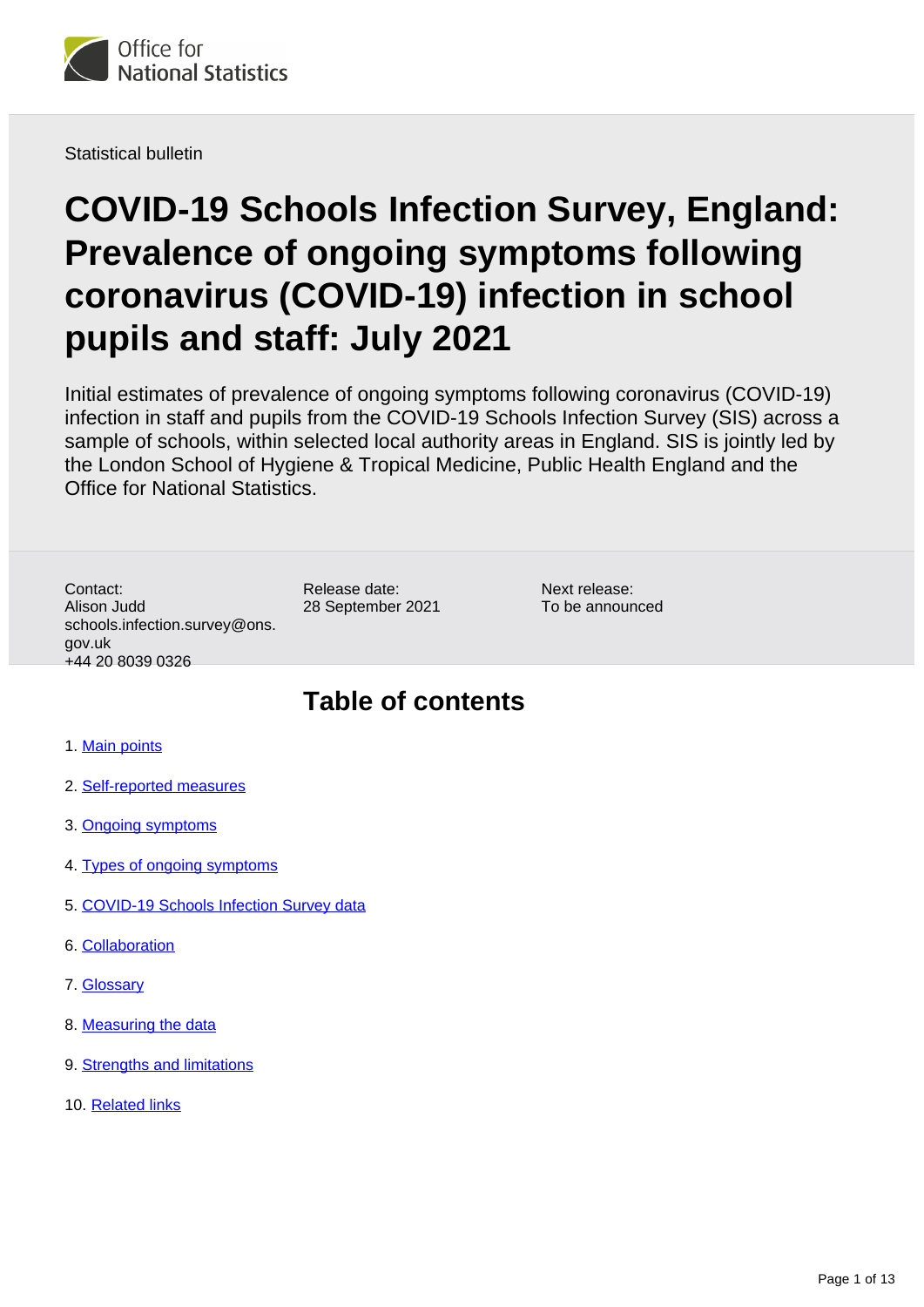Statistical bulletin

# COVID-19 Schools Infection Survey, England: Prevalence of ongoing symptoms following coronavirus (COVID-19) infection in school pupils and staff: July 2021

Initial estimates of prevalence of ongoing symptoms following coronavirus (COVID-19) infection in staff and pupils from the COVID-19 Schools Infection Survey (SIS) across a sample of schools, within selected local authority areas in England. SIS is jointly led by the London School of Hygiene & Tropical Medicine, Public Health England and the Office for National Statistics.

Contact:
Alison Judd
schools.infection.survey@ons.gov.uk
+44 20 8039 0326

Release date:
28 September 2021

Next release:
To be announced

## Table of contents

1. Main points
2. Self-reported measures
3. Ongoing symptoms
4. Types of ongoing symptoms
5. COVID-19 Schools Infection Survey data
6. Collaboration
7. Glossary
8. Measuring the data
9. Strengths and limitations
10. Related links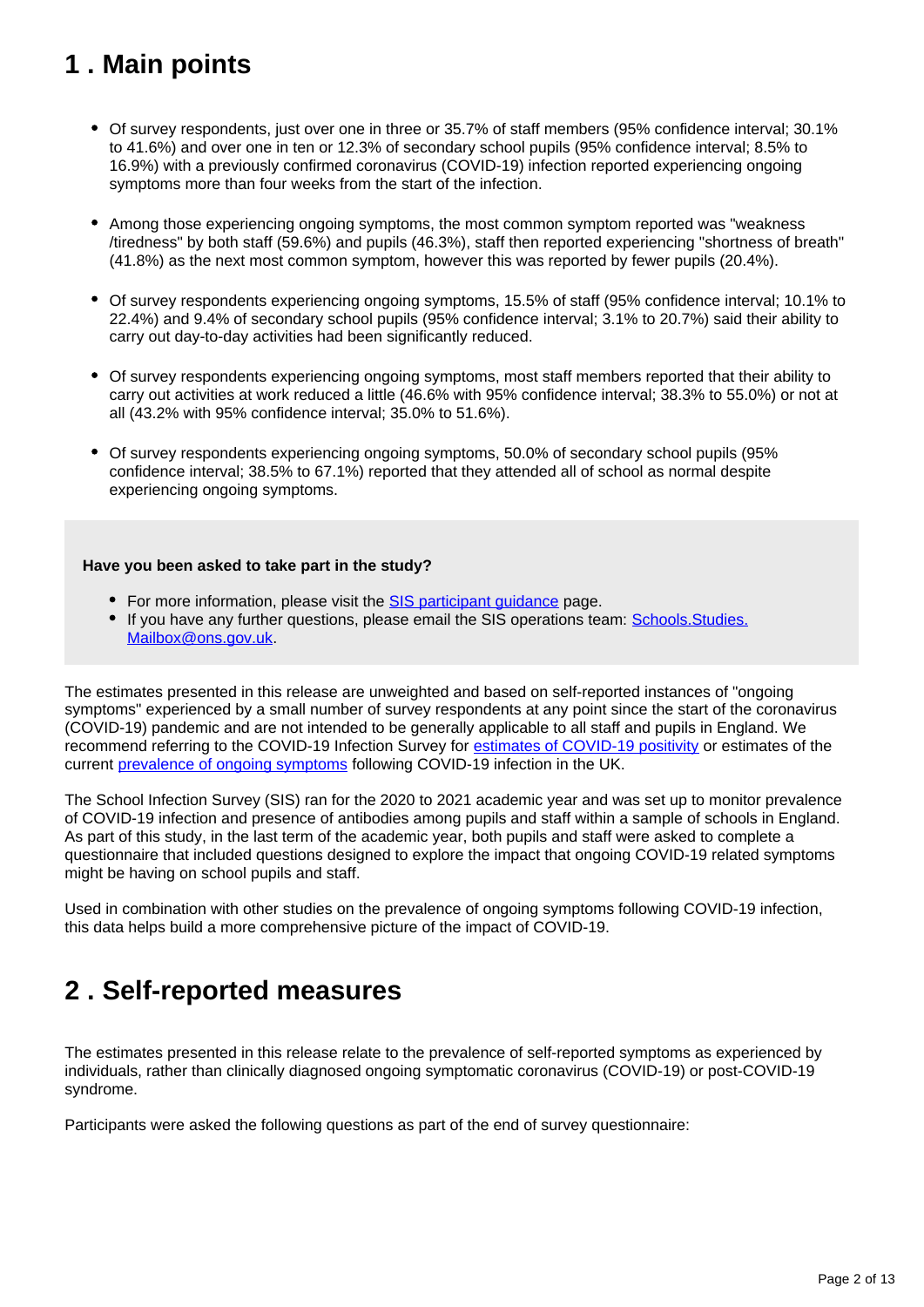## 1 . Main points

- Of survey respondents, just over one in three or 35.7% of staff members (95% confidence interval; 30.1% to 41.6%) and over one in ten or 12.3% of secondary school pupils (95% confidence interval; 8.5% to 16.9%) with a previously confirmed coronavirus (COVID-19) infection reported experiencing ongoing symptoms more than four weeks from the start of the infection.

- Among those experiencing ongoing symptoms, the most common symptom reported was "weakness /tiredness" by both staff (59.6%) and pupils (46.3%), staff then reported experiencing "shortness of breath" (41.8%) as the next most common symptom, however this was reported by fewer pupils (20.4%).

- Of survey respondents experiencing ongoing symptoms, 15.5% of staff (95% confidence interval; 10.1% to 22.4%) and 9.4% of secondary school pupils (95% confidence interval; 3.1% to 20.7%) said their ability to carry out day-to-day activities had been significantly reduced.

- Of survey respondents experiencing ongoing symptoms, most staff members reported that their ability to carry out activities at work reduced a little (46.6% with 95% confidence interval; 38.3% to 55.0%) or not at all (43.2% with 95% confidence interval; 35.0% to 51.6%).

- Of survey respondents experiencing ongoing symptoms, 50.0% of secondary school pupils (95% confidence interval; 38.5% to 67.1%) reported that they attended all of school as normal despite experiencing ongoing symptoms.

**Have you been asked to take part in the study?**

- For more information, please visit the [SIS participant guidance] page.
- If you have any further questions, please email the SIS operations team: Schools.Studies.Mailbox@ons.gov.uk.

The estimates presented in this release are unweighted and based on self-reported instances of "ongoing symptoms" experienced by a small number of survey respondents at any point since the start of the coronavirus (COVID-19) pandemic and are not intended to be generally applicable to all staff and pupils in England. We recommend referring to the COVID-19 Infection Survey for estimates of COVID-19 positivity or estimates of the current prevalence of ongoing symptoms following COVID-19 infection in the UK.

The School Infection Survey (SIS) ran for the 2020 to 2021 academic year and was set up to monitor prevalence of COVID-19 infection and presence of antibodies among pupils and staff within a sample of schools in England. As part of this study, in the last term of the academic year, both pupils and staff were asked to complete a questionnaire that included questions designed to explore the impact that ongoing COVID-19 related symptoms might be having on school pupils and staff.

Used in combination with other studies on the prevalence of ongoing symptoms following COVID-19 infection, this data helps build a more comprehensive picture of the impact of COVID-19.

## 2 . Self-reported measures

The estimates presented in this release relate to the prevalence of self-reported symptoms as experienced by individuals, rather than clinically diagnosed ongoing symptomatic coronavirus (COVID-19) or post-COVID-19 syndrome.

Participants were asked the following questions as part of the end of survey questionnaire: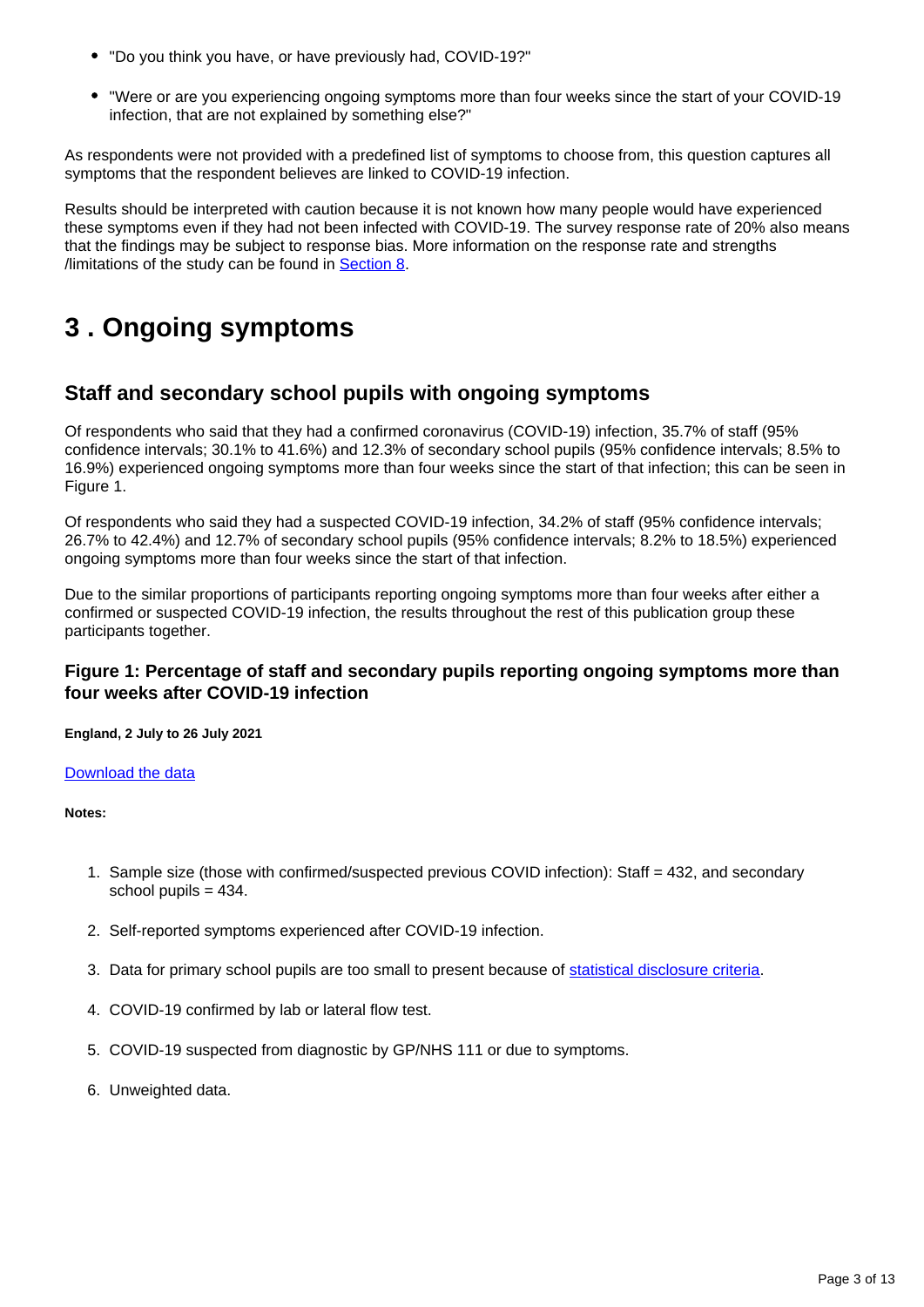- "Do you think you have, or have previously had, COVID-19?"
- "Were or are you experiencing ongoing symptoms more than four weeks since the start of your COVID-19 infection, that are not explained by something else?"

As respondents were not provided with a predefined list of symptoms to choose from, this question captures all symptoms that the respondent believes are linked to COVID-19 infection.

Results should be interpreted with caution because it is not known how many people would have experienced these symptoms even if they had not been infected with COVID-19. The survey response rate of 20% also means that the findings may be subject to response bias. More information on the response rate and strengths /limitations of the study can be found in Section 8.

# 3 . Ongoing symptoms

## Staff and secondary school pupils with ongoing symptoms

Of respondents who said that they had a confirmed coronavirus (COVID-19) infection, 35.7% of staff (95% confidence intervals; 30.1% to 41.6%) and 12.3% of secondary school pupils (95% confidence intervals; 8.5% to 16.9%) experienced ongoing symptoms more than four weeks since the start of that infection; this can be seen in Figure 1.

Of respondents who said they had a suspected COVID-19 infection, 34.2% of staff (95% confidence intervals; 26.7% to 42.4%) and 12.7% of secondary school pupils (95% confidence intervals; 8.2% to 18.5%) experienced ongoing symptoms more than four weeks since the start of that infection.

Due to the similar proportions of participants reporting ongoing symptoms more than four weeks after either a confirmed or suspected COVID-19 infection, the results throughout the rest of this publication group these participants together.

### Figure 1: Percentage of staff and secondary pupils reporting ongoing symptoms more than four weeks after COVID-19 infection

**England, 2 July to 26 July 2021**

Download the data

**Notes:**

1. Sample size (those with confirmed/suspected previous COVID infection): Staff = 432, and secondary school pupils = 434.
2. Self-reported symptoms experienced after COVID-19 infection.
3. Data for primary school pupils are too small to present because of statistical disclosure criteria.
4. COVID-19 confirmed by lab or lateral flow test.
5. COVID-19 suspected from diagnostic by GP/NHS 111 or due to symptoms.
6. Unweighted data.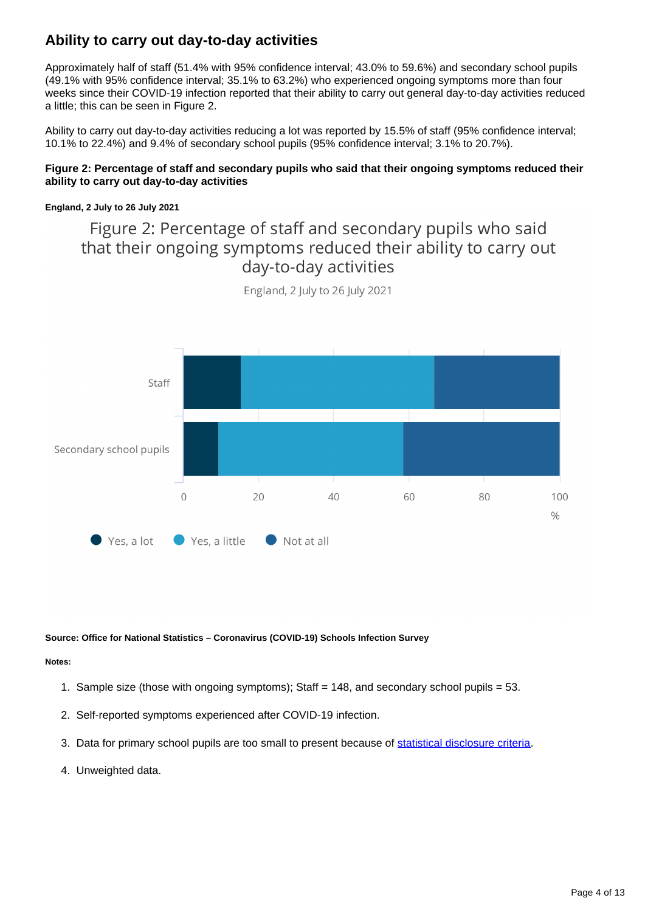## Ability to carry out day-to-day activities

Approximately half of staff (51.4% with 95% confidence interval; 43.0% to 59.6%) and secondary school pupils (49.1% with 95% confidence interval; 35.1% to 63.2%) who experienced ongoing symptoms more than four weeks since their COVID-19 infection reported that their ability to carry out general day-to-day activities reduced a little; this can be seen in Figure 2.

Ability to carry out day-to-day activities reducing a lot was reported by 15.5% of staff (95% confidence interval; 10.1% to 22.4%) and 9.4% of secondary school pupils (95% confidence interval; 3.1% to 20.7%).

**Figure 2: Percentage of staff and secondary pupils who said that their ongoing symptoms reduced their ability to carry out day-to-day activities**

**England, 2 July to 26 July 2021**

Figure 2: Percentage of staff and secondary pupils who said that their ongoing symptoms reduced their ability to carry out day-to-day activities

England, 2 July to 26 July 2021

Staff

Secondary school pupils

0 20 40 60 80 100

%

Yes, a lot  Yes, a little  Not at all

**Source: Office for National Statistics – Coronavirus (COVID-19) Schools Infection Survey**

**Notes:**

1. Sample size (those with ongoing symptoms); Staff = 148, and secondary school pupils = 53.
2. Self-reported symptoms experienced after COVID-19 infection.
3. Data for primary school pupils are too small to present because of statistical disclosure criteria.
4. Unweighted data.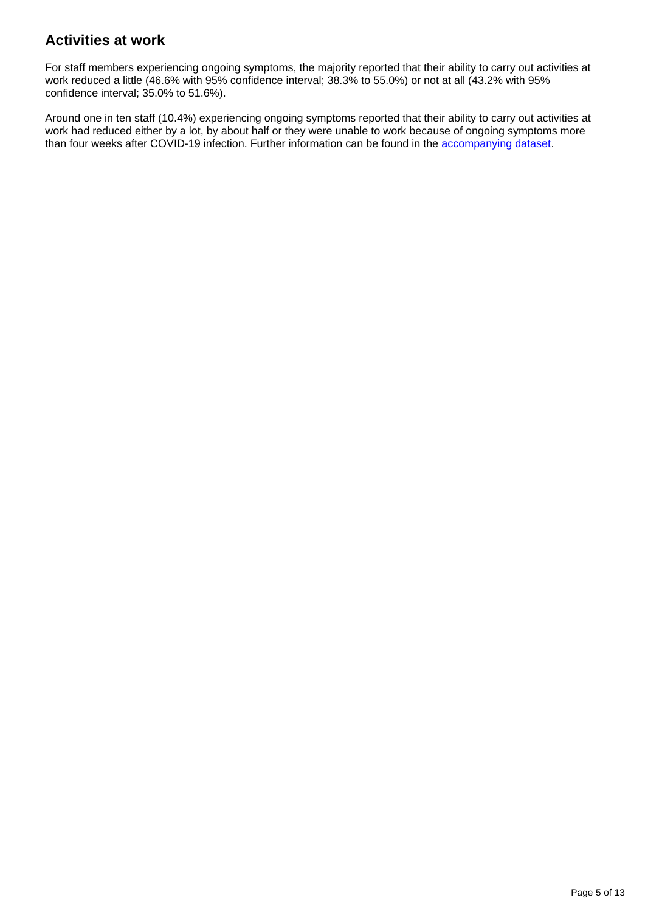## Activities at work

For staff members experiencing ongoing symptoms, the majority reported that their ability to carry out activities at work reduced a little (46.6% with 95% confidence interval; 38.3% to 55.0%) or not at all (43.2% with 95% confidence interval; 35.0% to 51.6%).

Around one in ten staff (10.4%) experiencing ongoing symptoms reported that their ability to carry out activities at work had reduced either by a lot, by about half or they were unable to work because of ongoing symptoms more than four weeks after COVID-19 infection. Further information can be found in the accompanying dataset.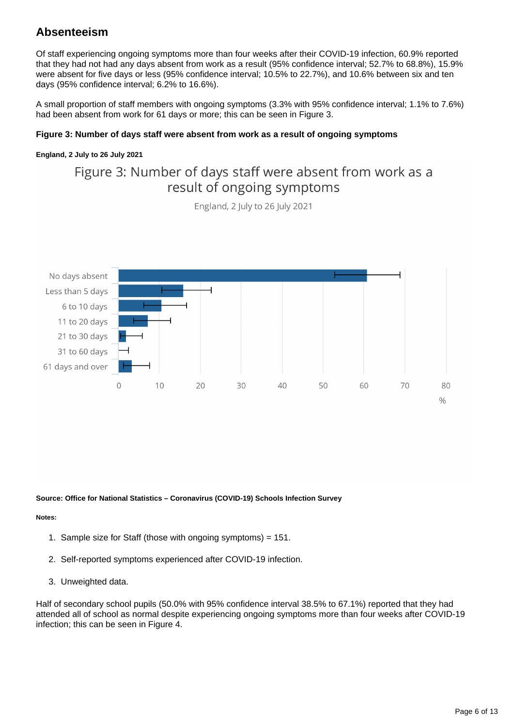## Absenteeism

Of staff experiencing ongoing symptoms more than four weeks after their COVID-19 infection, 60.9% reported that they had not had any days absent from work as a result (95% confidence interval; 52.7% to 68.8%), 15.9% were absent for five days or less (95% confidence interval; 10.5% to 22.7%), and 10.6% between six and ten days (95% confidence interval; 6.2% to 16.6%).

A small proportion of staff members with ongoing symptoms (3.3% with 95% confidence interval; 1.1% to 7.6%) had been absent from work for 61 days or more; this can be seen in Figure 3.

**Figure 3: Number of days staff were absent from work as a result of ongoing symptoms**

**England, 2 July to 26 July 2021**

Figure 3: Number of days staff were absent from work as a result of ongoing symptoms

England, 2 July to 26 July 2021

No days absent
Less than 5 days
6 to 10 days
11 to 20 days
21 to 30 days
31 to 60 days
61 days and over

0 10 20 30 40 50 60 70 80
%

**Source: Office for National Statistics – Coronavirus (COVID-19) Schools Infection Survey**

**Notes:**

1. Sample size for Staff (those with ongoing symptoms) = 151.
2. Self-reported symptoms experienced after COVID-19 infection.
3. Unweighted data.

Half of secondary school pupils (50.0% with 95% confidence interval 38.5% to 67.1%) reported that they had attended all of school as normal despite experiencing ongoing symptoms more than four weeks after COVID-19 infection; this can be seen in Figure 4.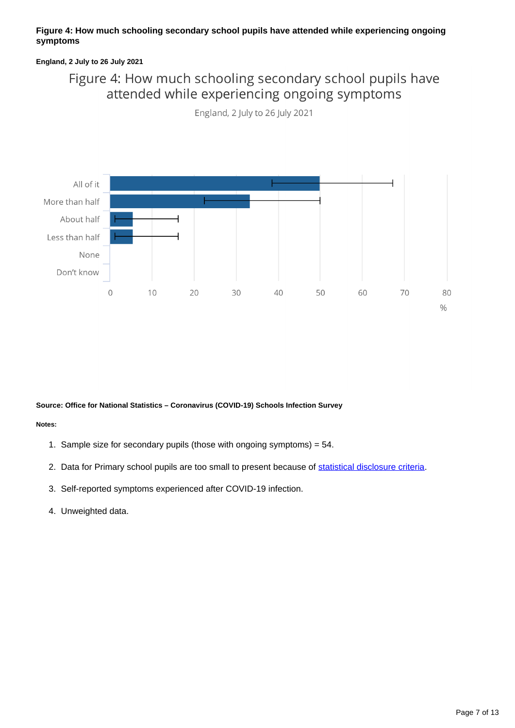**Figure 4: How much schooling secondary school pupils have attended while experiencing ongoing symptoms**

**England, 2 July to 26 July 2021**

Figure 4: How much schooling secondary school pupils have attended while experiencing ongoing symptoms

England, 2 July to 26 July 2021

| Response | % |
|---|---|
| All of it | 50 |
| More than half | 33 |
| About half | 5 |
| Less than half | 5 |
| None | |
| Don't know | |

**Source: Office for National Statistics – Coronavirus (COVID-19) Schools Infection Survey**

**Notes:**

1. Sample size for secondary pupils (those with ongoing symptoms) = 54.
2. Data for Primary school pupils are too small to present because of statistical disclosure criteria.
3. Self-reported symptoms experienced after COVID-19 infection.
4. Unweighted data.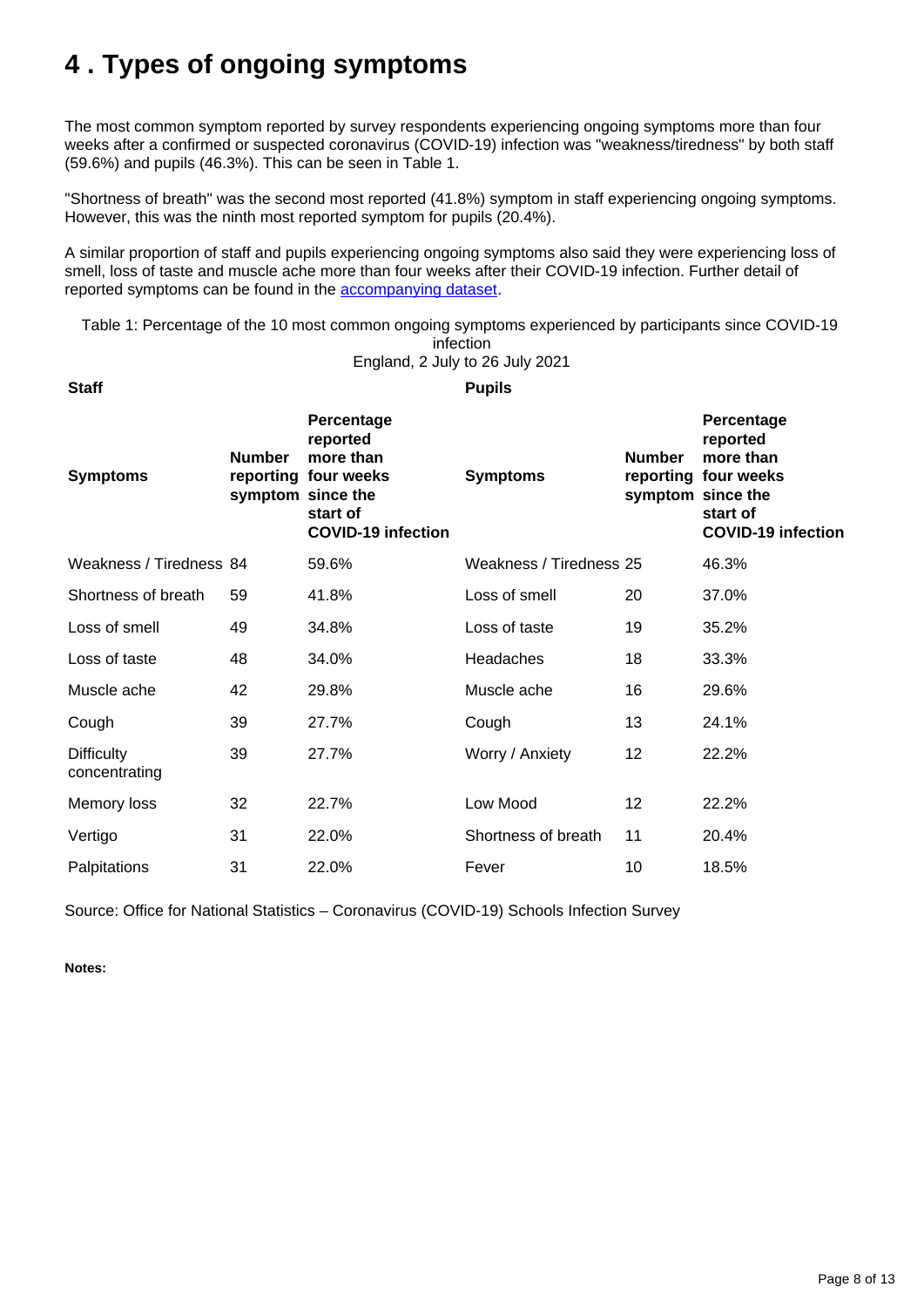# 4 . Types of ongoing symptoms

The most common symptom reported by survey respondents experiencing ongoing symptoms more than four weeks after a confirmed or suspected coronavirus (COVID-19) infection was "weakness/tiredness" by both staff (59.6%) and pupils (46.3%). This can be seen in Table 1.

"Shortness of breath" was the second most reported (41.8%) symptom in staff experiencing ongoing symptoms. However, this was the ninth most reported symptom for pupils (20.4%).

A similar proportion of staff and pupils experiencing ongoing symptoms also said they were experiencing loss of smell, loss of taste and muscle ache more than four weeks after their COVID-19 infection. Further detail of reported symptoms can be found in the accompanying dataset.

Table 1: Percentage of the 10 most common ongoing symptoms experienced by participants since COVID-19 infection
England, 2 July to 26 July 2021

| **Staff** | | | **Pupils** | | |
|---|---|---|---|---|---|
| **Symptoms** | **Number reporting symptom** | **Percentage reported more than four weeks since the start of COVID-19 infection** | **Symptoms** | **Number reporting symptom** | **Percentage reported more than four weeks since the start of COVID-19 infection** |
| Weakness / Tiredness | 84 | 59.6% | Weakness / Tiredness | 25 | 46.3% |
| Shortness of breath | 59 | 41.8% | Loss of smell | 20 | 37.0% |
| Loss of smell | 49 | 34.8% | Loss of taste | 19 | 35.2% |
| Loss of taste | 48 | 34.0% | Headaches | 18 | 33.3% |
| Muscle ache | 42 | 29.8% | Muscle ache | 16 | 29.6% |
| Cough | 39 | 27.7% | Cough | 13 | 24.1% |
| Difficulty concentrating | 39 | 27.7% | Worry / Anxiety | 12 | 22.2% |
| Memory loss | 32 | 22.7% | Low Mood | 12 | 22.2% |
| Vertigo | 31 | 22.0% | Shortness of breath | 11 | 20.4% |
| Palpitations | 31 | 22.0% | Fever | 10 | 18.5% |

Source: Office for National Statistics – Coronavirus (COVID-19) Schools Infection Survey

**Notes:**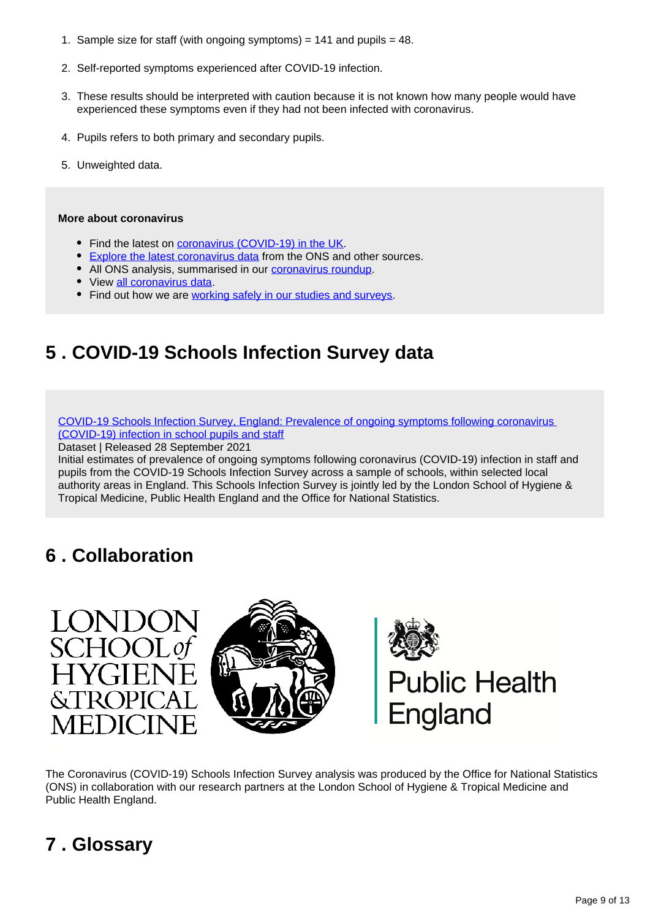1. Sample size for staff (with ongoing symptoms) = 141 and pupils = 48.
2. Self-reported symptoms experienced after COVID-19 infection.
3. These results should be interpreted with caution because it is not known how many people would have experienced these symptoms even if they had not been infected with coronavirus.
4. Pupils refers to both primary and secondary pupils.
5. Unweighted data.

**More about coronavirus**

- Find the latest on coronavirus (COVID-19) in the UK.
- Explore the latest coronavirus data from the ONS and other sources.
- All ONS analysis, summarised in our coronavirus roundup.
- View all coronavirus data.
- Find out how we are working safely in our studies and surveys.

## 5 . COVID-19 Schools Infection Survey data

COVID-19 Schools Infection Survey, England: Prevalence of ongoing symptoms following coronavirus (COVID-19) infection in school pupils and staff
Dataset | Released 28 September 2021
Initial estimates of prevalence of ongoing symptoms following coronavirus (COVID-19) infection in staff and pupils from the COVID-19 Schools Infection Survey across a sample of schools, within selected local authority areas in England. This Schools Infection Survey is jointly led by the London School of Hygiene & Tropical Medicine, Public Health England and the Office for National Statistics.

## 6 . Collaboration

LONDON SCHOOL of HYGIENE &TROPICAL MEDICINE

Public Health England

The Coronavirus (COVID-19) Schools Infection Survey analysis was produced by the Office for National Statistics (ONS) in collaboration with our research partners at the London School of Hygiene & Tropical Medicine and Public Health England.

## 7 . Glossary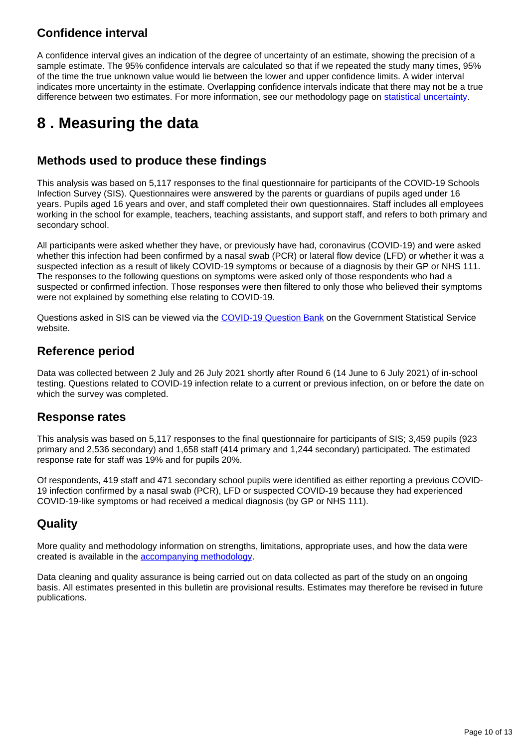### Confidence interval

A confidence interval gives an indication of the degree of uncertainty of an estimate, showing the precision of a sample estimate. The 95% confidence intervals are calculated so that if we repeated the study many times, 95% of the time the true unknown value would lie between the lower and upper confidence limits. A wider interval indicates more uncertainty in the estimate. Overlapping confidence intervals indicate that there may not be a true difference between two estimates. For more information, see our methodology page on statistical uncertainty.

# 8 . Measuring the data

### Methods used to produce these findings

This analysis was based on 5,117 responses to the final questionnaire for participants of the COVID-19 Schools Infection Survey (SIS). Questionnaires were answered by the parents or guardians of pupils aged under 16 years. Pupils aged 16 years and over, and staff completed their own questionnaires. Staff includes all employees working in the school for example, teachers, teaching assistants, and support staff, and refers to both primary and secondary school.

All participants were asked whether they have, or previously have had, coronavirus (COVID-19) and were asked whether this infection had been confirmed by a nasal swab (PCR) or lateral flow device (LFD) or whether it was a suspected infection as a result of likely COVID-19 symptoms or because of a diagnosis by their GP or NHS 111. The responses to the following questions on symptoms were asked only of those respondents who had a suspected or confirmed infection. Those responses were then filtered to only those who believed their symptoms were not explained by something else relating to COVID-19.

Questions asked in SIS can be viewed via the COVID-19 Question Bank on the Government Statistical Service website.

### Reference period

Data was collected between 2 July and 26 July 2021 shortly after Round 6 (14 June to 6 July 2021) of in-school testing. Questions related to COVID-19 infection relate to a current or previous infection, on or before the date on which the survey was completed.

### Response rates

This analysis was based on 5,117 responses to the final questionnaire for participants of SIS; 3,459 pupils (923 primary and 2,536 secondary) and 1,658 staff (414 primary and 1,244 secondary) participated. The estimated response rate for staff was 19% and for pupils 20%.

Of respondents, 419 staff and 471 secondary school pupils were identified as either reporting a previous COVID-19 infection confirmed by a nasal swab (PCR), LFD or suspected COVID-19 because they had experienced COVID-19-like symptoms or had received a medical diagnosis (by GP or NHS 111).

### Quality

More quality and methodology information on strengths, limitations, appropriate uses, and how the data were created is available in the accompanying methodology.

Data cleaning and quality assurance is being carried out on data collected as part of the study on an ongoing basis. All estimates presented in this bulletin are provisional results. Estimates may therefore be revised in future publications.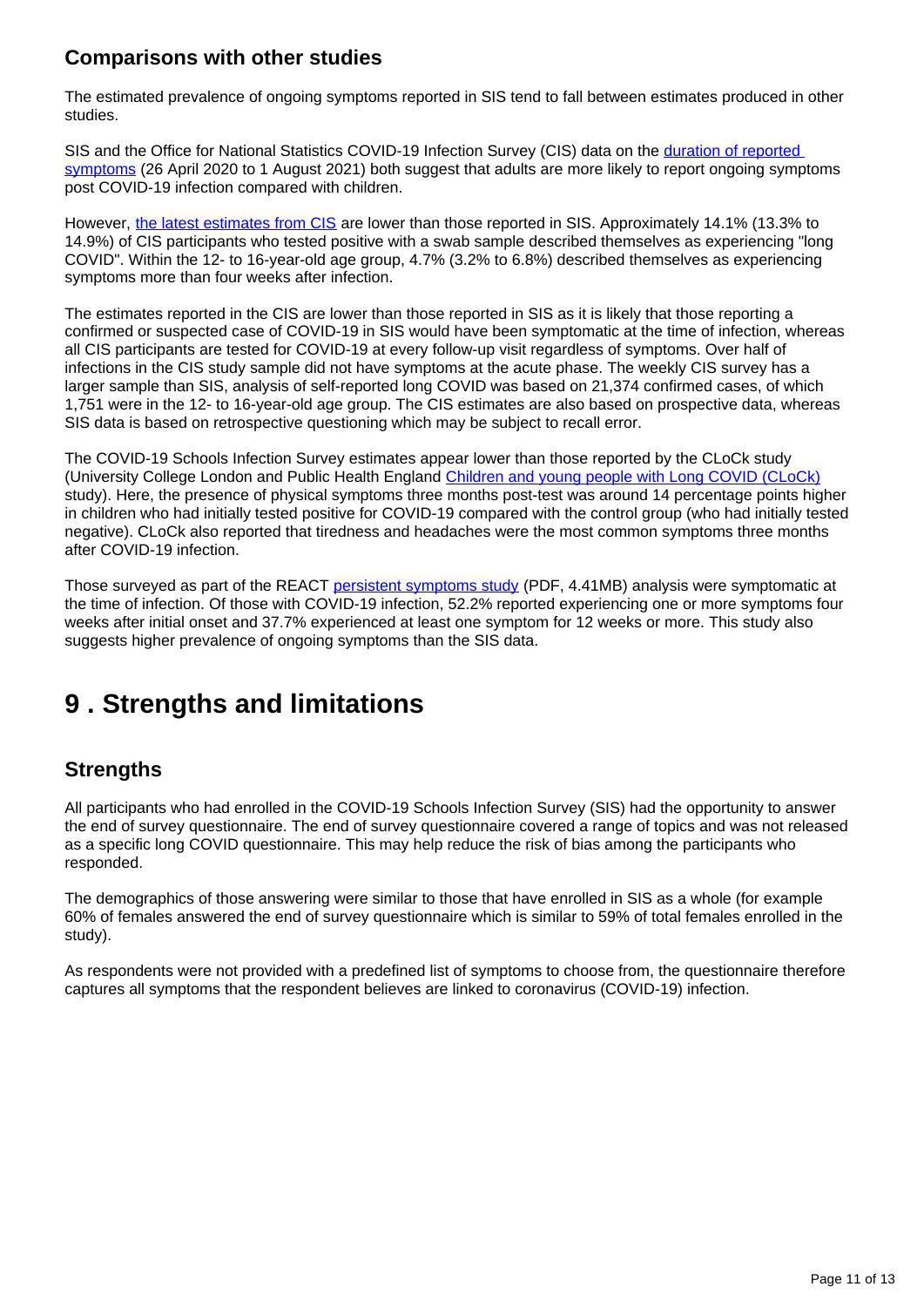### Comparisons with other studies

The estimated prevalence of ongoing symptoms reported in SIS tend to fall between estimates produced in other studies.

SIS and the Office for National Statistics COVID-19 Infection Survey (CIS) data on the [duration of reported symptoms](#) (26 April 2020 to 1 August 2021) both suggest that adults are more likely to report ongoing symptoms post COVID-19 infection compared with children.

However, [the latest estimates from CIS](#) are lower than those reported in SIS. Approximately 14.1% (13.3% to 14.9%) of CIS participants who tested positive with a swab sample described themselves as experiencing "long COVID". Within the 12- to 16-year-old age group, 4.7% (3.2% to 6.8%) described themselves as experiencing symptoms more than four weeks after infection.

The estimates reported in the CIS are lower than those reported in SIS as it is likely that those reporting a confirmed or suspected case of COVID-19 in SIS would have been symptomatic at the time of infection, whereas all CIS participants are tested for COVID-19 at every follow-up visit regardless of symptoms. Over half of infections in the CIS study sample did not have symptoms at the acute phase. The weekly CIS survey has a larger sample than SIS, analysis of self-reported long COVID was based on 21,374 confirmed cases, of which 1,751 were in the 12- to 16-year-old age group. The CIS estimates are also based on prospective data, whereas SIS data is based on retrospective questioning which may be subject to recall error.

The COVID-19 Schools Infection Survey estimates appear lower than those reported by the CLoCk study (University College London and Public Health England [Children and young people with Long COVID (CLoCk)](#) study). Here, the presence of physical symptoms three months post-test was around 14 percentage points higher in children who had initially tested positive for COVID-19 compared with the control group (who had initially tested negative). CLoCk also reported that tiredness and headaches were the most common symptoms three months after COVID-19 infection.

Those surveyed as part of the REACT [persistent symptoms study](#) (PDF, 4.41MB) analysis were symptomatic at the time of infection. Of those with COVID-19 infection, 52.2% reported experiencing one or more symptoms four weeks after initial onset and 37.7% experienced at least one symptom for 12 weeks or more. This study also suggests higher prevalence of ongoing symptoms than the SIS data.

## 9 . Strengths and limitations

### Strengths

All participants who had enrolled in the COVID-19 Schools Infection Survey (SIS) had the opportunity to answer the end of survey questionnaire. The end of survey questionnaire covered a range of topics and was not released as a specific long COVID questionnaire. This may help reduce the risk of bias among the participants who responded.

The demographics of those answering were similar to those that have enrolled in SIS as a whole (for example 60% of females answered the end of survey questionnaire which is similar to 59% of total females enrolled in the study).

As respondents were not provided with a predefined list of symptoms to choose from, the questionnaire therefore captures all symptoms that the respondent believes are linked to coronavirus (COVID-19) infection.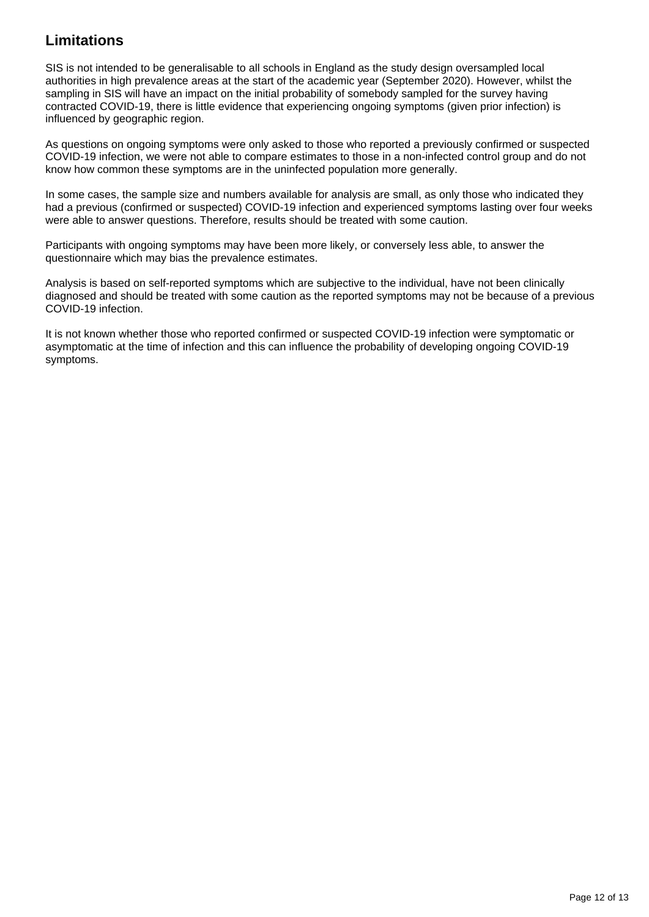## Limitations

SIS is not intended to be generalisable to all schools in England as the study design oversampled local authorities in high prevalence areas at the start of the academic year (September 2020). However, whilst the sampling in SIS will have an impact on the initial probability of somebody sampled for the survey having contracted COVID-19, there is little evidence that experiencing ongoing symptoms (given prior infection) is influenced by geographic region.

As questions on ongoing symptoms were only asked to those who reported a previously confirmed or suspected COVID-19 infection, we were not able to compare estimates to those in a non-infected control group and do not know how common these symptoms are in the uninfected population more generally.

In some cases, the sample size and numbers available for analysis are small, as only those who indicated they had a previous (confirmed or suspected) COVID-19 infection and experienced symptoms lasting over four weeks were able to answer questions. Therefore, results should be treated with some caution.

Participants with ongoing symptoms may have been more likely, or conversely less able, to answer the questionnaire which may bias the prevalence estimates.

Analysis is based on self-reported symptoms which are subjective to the individual, have not been clinically diagnosed and should be treated with some caution as the reported symptoms may not be because of a previous COVID-19 infection.

It is not known whether those who reported confirmed or suspected COVID-19 infection were symptomatic or asymptomatic at the time of infection and this can influence the probability of developing ongoing COVID-19 symptoms.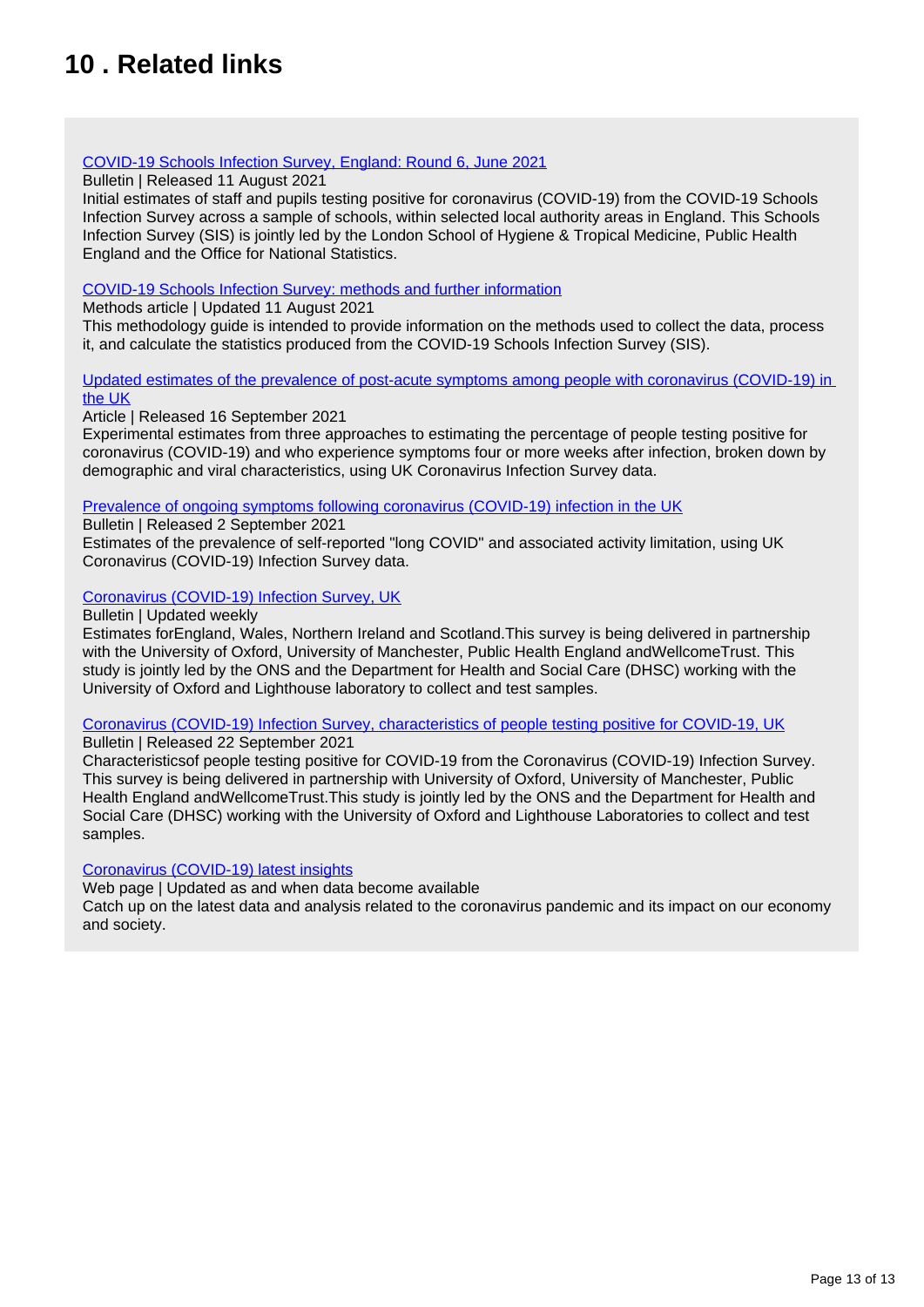## 10 . Related links

[COVID-19 Schools Infection Survey, England: Round 6, June 2021]
Bulletin | Released 11 August 2021
Initial estimates of staff and pupils testing positive for coronavirus (COVID-19) from the COVID-19 Schools Infection Survey across a sample of schools, within selected local authority areas in England. This Schools Infection Survey (SIS) is jointly led by the London School of Hygiene & Tropical Medicine, Public Health England and the Office for National Statistics.

[COVID-19 Schools Infection Survey: methods and further information]
Methods article | Updated 11 August 2021
This methodology guide is intended to provide information on the methods used to collect the data, process it, and calculate the statistics produced from the COVID-19 Schools Infection Survey (SIS).

[Updated estimates of the prevalence of post-acute symptoms among people with coronavirus (COVID-19) in the UK]
Article | Released 16 September 2021
Experimental estimates from three approaches to estimating the percentage of people testing positive for coronavirus (COVID-19) and who experience symptoms four or more weeks after infection, broken down by demographic and viral characteristics, using UK Coronavirus Infection Survey data.

[Prevalence of ongoing symptoms following coronavirus (COVID-19) infection in the UK]
Bulletin | Released 2 September 2021
Estimates of the prevalence of self-reported "long COVID" and associated activity limitation, using UK Coronavirus (COVID-19) Infection Survey data.

[Coronavirus (COVID-19) Infection Survey, UK]
Bulletin | Updated weekly
Estimates forEngland, Wales, Northern Ireland and Scotland.This survey is being delivered in partnership with the University of Oxford, University of Manchester, Public Health England andWellcomeTrust. This study is jointly led by the ONS and the Department for Health and Social Care (DHSC) working with the University of Oxford and Lighthouse laboratory to collect and test samples.

[Coronavirus (COVID-19) Infection Survey, characteristics of people testing positive for COVID-19, UK]
Bulletin | Released 22 September 2021
Characteristicsof people testing positive for COVID-19 from the Coronavirus (COVID-19) Infection Survey. This survey is being delivered in partnership with University of Oxford, University of Manchester, Public Health England andWellcomeTrust.This study is jointly led by the ONS and the Department for Health and Social Care (DHSC) working with the University of Oxford and Lighthouse Laboratories to collect and test samples.

[Coronavirus (COVID-19) latest insights]
Web page | Updated as and when data become available
Catch up on the latest data and analysis related to the coronavirus pandemic and its impact on our economy and society.